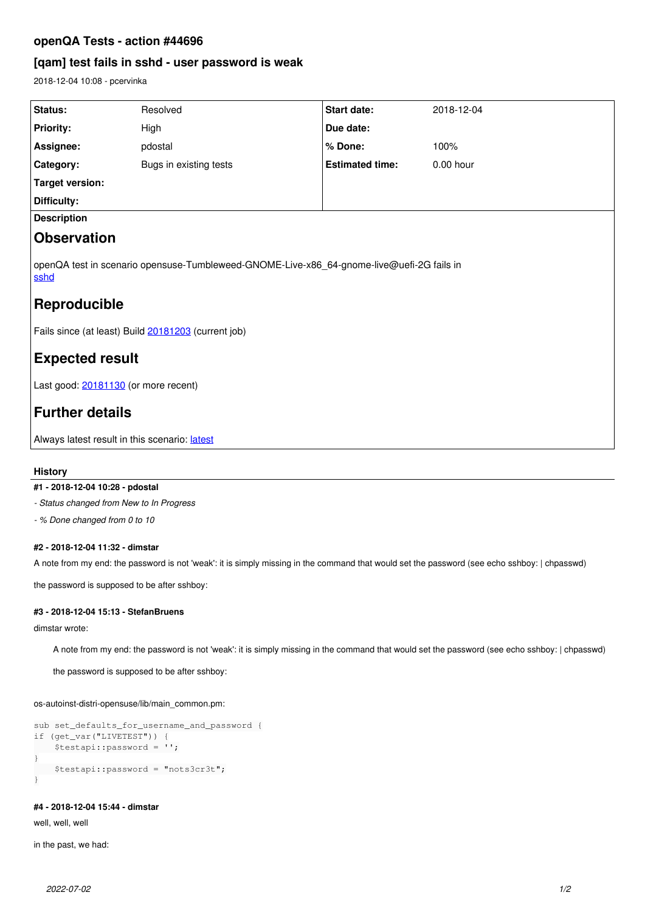# openQA Tests - action #44696

## [qam] test fails in sshd - user password is weak

2018-12-04 10:08 - pcervinka

| Status: | Resolved | Start date: | 2018-12-04 |
|---|---|---|---|
| Priority: | High | Due date: | |
| Assignee: | pdostal | % Done: | 100% |
| Category: | Bugs in existing tests | Estimated time: | 0.00 hour |
| Target version: | | | |
| Difficulty: | | | |

**Description**

## Observation

openQA test in scenario opensuse-Tumbleweed-GNOME-Live-x86_64-gnome-live@uefi-2G fails in sshd

## Reproducible

Fails since (at least) Build 20181203 (current job)

## Expected result

Last good: 20181130 (or more recent)

## Further details

Always latest result in this scenario: latest

### History

#### #1 - 2018-12-04 10:28 - pdostal

*- Status changed from New to In Progress*

*- % Done changed from 0 to 10*

#### #2 - 2018-12-04 11:32 - dimstar

A note from my end: the password is not 'weak': it is simply missing in the command that would set the password (see echo sshboy: | chpasswd)

the password is supposed to be after sshboy:

#### #3 - 2018-12-04 15:13 - StefanBruens

dimstar wrote:

> A note from my end: the password is not 'weak': it is simply missing in the command that would set the password (see echo sshboy: | chpasswd)
>
> the password is supposed to be after sshboy:

os-autoinst-distri-opensuse/lib/main_common.pm:

```
sub set_defaults_for_username_and_password {
if (get_var("LIVETEST")) {
    $testapi::password = '';
}
    $testapi::password = "nots3cr3t";
}
```

#### #4 - 2018-12-04 15:44 - dimstar

well, well, well

in the past, we had: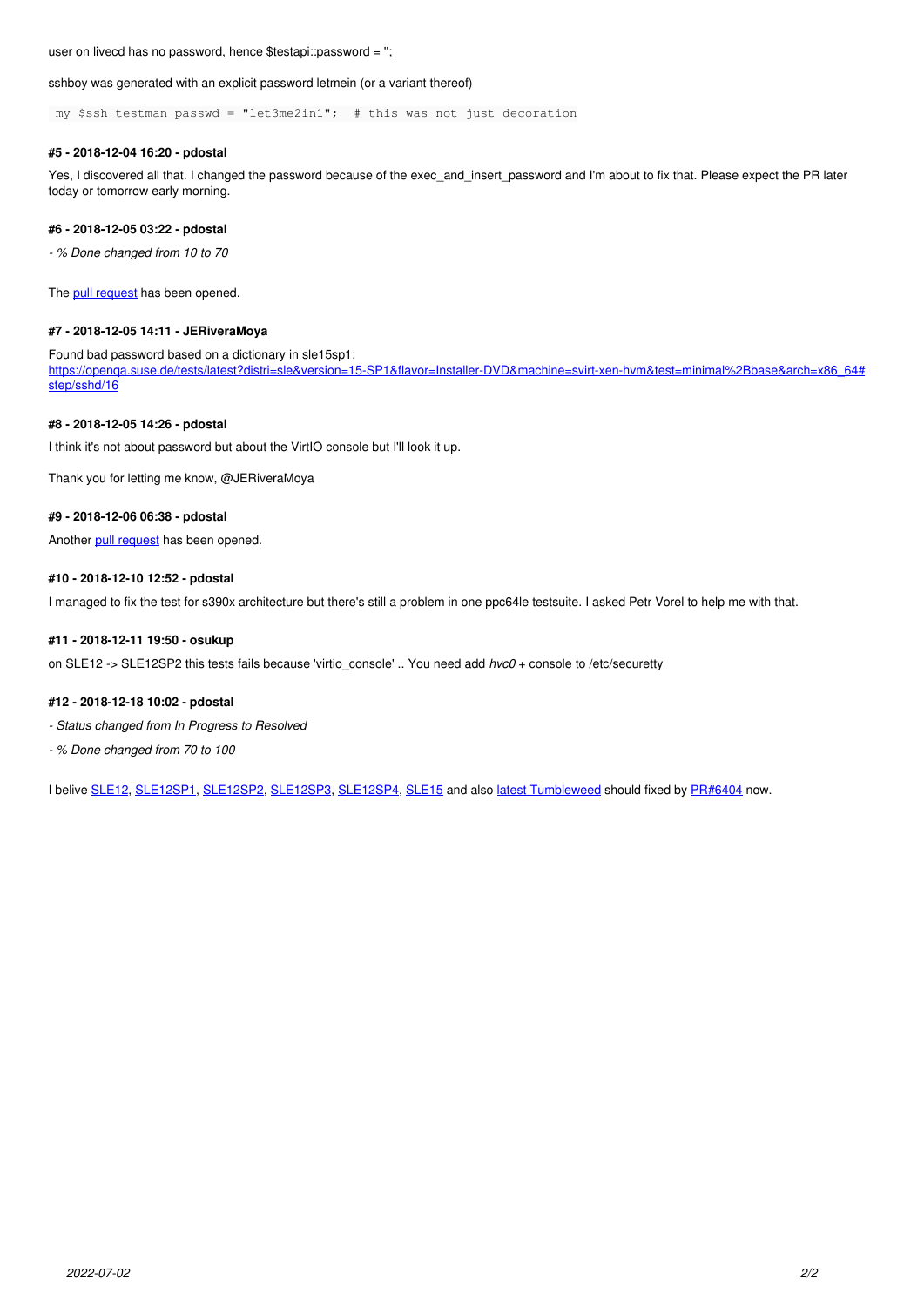user on livecd has no password, hence $testapi::password = '';

sshboy was generated with an explicit password letmein (or a variant thereof)

```
my $ssh_testman_passwd = "let3me2in1";  # this was not just decoration
```

#### #5 - 2018-12-04 16:20 - pdostal

Yes, I discovered all that. I changed the password because of the exec_and_insert_password and I'm about to fix that. Please expect the PR later today or tomorrow early morning.

#### #6 - 2018-12-05 03:22 - pdostal

*- % Done changed from 10 to 70*

The [pull request](pull request) has been opened.

#### #7 - 2018-12-05 14:11 - JERiveraMoya

Found bad password based on a dictionary in sle15sp1:
[https://openqa.suse.de/tests/latest?distri=sle&version=15-SP1&flavor=Installer-DVD&machine=svirt-xen-hvm&test=minimal%2Bbase&arch=x86_64#step/sshd/16](https://openqa.suse.de/tests/latest?distri=sle&version=15-SP1&flavor=Installer-DVD&machine=svirt-xen-hvm&test=minimal%2Bbase&arch=x86_64#step/sshd/16)

#### #8 - 2018-12-05 14:26 - pdostal

I think it's not about password but about the VirtIO console but I'll look it up.

Thank you for letting me know, @JERiveraMoya

#### #9 - 2018-12-06 06:38 - pdostal

Another [pull request](pull request) has been opened.

#### #10 - 2018-12-10 12:52 - pdostal

I managed to fix the test for s390x architecture but there's still a problem in one ppc64le testsuite. I asked Petr Vorel to help me with that.

#### #11 - 2018-12-11 19:50 - osukup

on SLE12 -> SLE12SP2 this tests fails because 'virtio_console' .. You need add *hvc0* + console to /etc/securetty

#### #12 - 2018-12-18 10:02 - pdostal

*- Status changed from In Progress to Resolved*

*- % Done changed from 70 to 100*

I belive SLE12, SLE12SP1, SLE12SP2, SLE12SP3, SLE12SP4, SLE15 and also latest Tumbleweed should fixed by PR#6404 now.